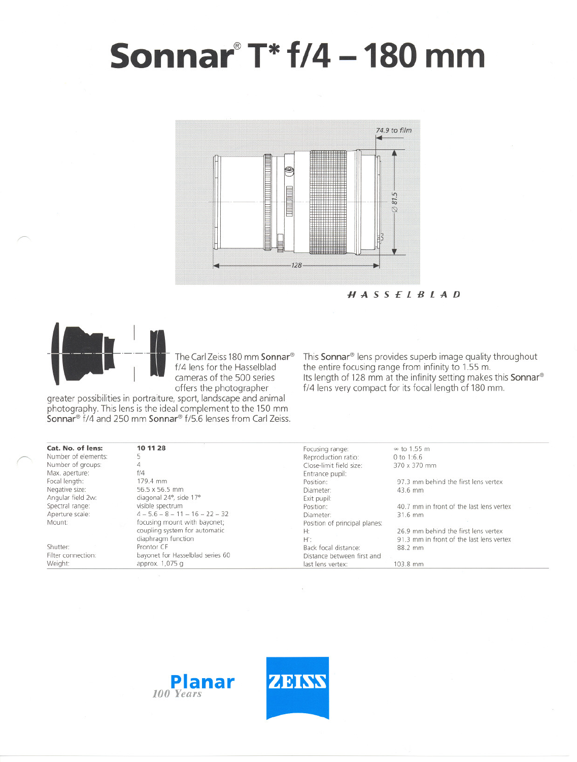# Sonnar® T* f/4 – 180 mm

HASSELBLAD

The Carl Zeiss 180 mm **Sonnar®** f/4 lens for the Hasselblad cameras of the 500 series offers the photographer greater possibilities in portraiture, sport, landscape and animal photography. This lens is the ideal complement to the 150 mm **Sonnar®** f/4 and 250 mm **Sonnar®** f/5.6 lenses from Carl Zeiss.

This **Sonnar®** lens provides superb image quality throughout the entire focusing range from infinity to 1.55 m. Its length of 128 mm at the infinity setting makes this **Sonnar®** f/4 lens very compact for its focal length of 180 mm.

| **Cat. No. of lens:** | **10 11 28** |
|---|---|
| Number of elements: | 5 |
| Number of groups: | 4 |
| Max. aperture: | f/4 |
| Focal length: | 179.4 mm |
| Negative size: | 56.5 x 56.5 mm |
| Angular field 2w: | diagonal 24°, side 17° |
| Spectral range: | visible spectrum |
| Aperture scale: | 4 – 5.6 – 8 – 11 – 16 – 22 – 32 |
| Mount: | focusing mount with bayonet; coupling system for automatic diaphragm function |
| Shutter: | Prontor CF |
| Filter connection: | bayonet for Hasselblad series 60 |
| Weight: | approx. 1,075 g |

| Focusing range: | ∞ to 1.55 m |
|---|---|
| Reproduction ratio: | 0 to 1:6.6 |
| Close-limit field size: | 370 x 370 mm |
| Entrance pupil: | |
| Position: | 97.3 mm behind the first lens vertex |
| Diameter: | 43.6 mm |
| Exit pupil: | |
| Position: | 40.7 mm in front of the last lens vertex |
| Diameter: | 31.6 mm |
| Position of principal planes: | |
| H: | 26.9 mm behind the first lens vertex |
| H': | 91.3 mm in front of the last lens vertex |
| Back focal distance: | 88.2 mm |
| Distance between first and last lens vertex: | 103.8 mm |

Planar 100 Years

ZEISS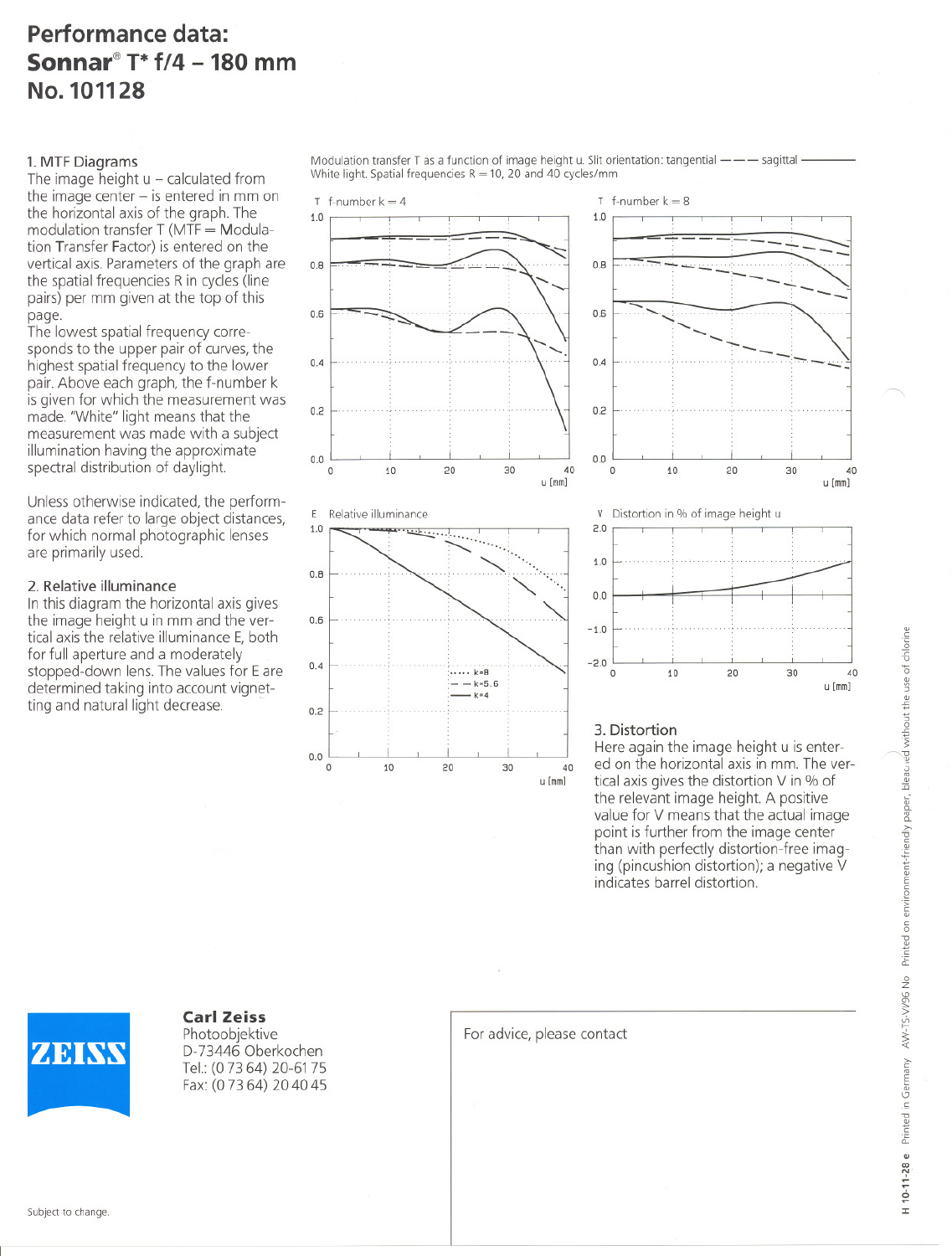# Performance data: Sonnar® T* f/4 – 180 mm No. 101128

## 1. MTF Diagrams

The image height u – calculated from the image center – is entered in mm on the horizontal axis of the graph. The modulation transfer T (MTF = Modulation Transfer Factor) is entered on the vertical axis. Parameters of the graph are the spatial frequencies R in cycles (line pairs) per mm given at the top of this page.
The lowest spatial frequency corresponds to the upper pair of curves, the highest spatial frequency to the lower pair. Above each graph, the f-number k is given for which the measurement was made. "White" light means that the measurement was made with a subject illumination having the approximate spectral distribution of daylight.

Unless otherwise indicated, the performance data refer to large object distances, for which normal photographic lenses are primarily used.

Modulation transfer T as a function of image height u. Slit orientation: tangential – – – sagittal ———
White light. Spatial frequencies R = 10, 20 and 40 cycles/mm

T f-number k = 4
1.0
0.8
0.6
0.4
0.2
0.0
0 10 20 30 40
u [mm]

T f-number k = 8
1.0
0.8
0.6
0.4
0.2
0.0
0 10 20 30 40
u [mm]

## 2. Relative illuminance

In this diagram the horizontal axis gives the image height u in mm and the vertical axis the relative illuminance E, both for full aperture and a moderately stopped-down lens. The values for E are determined taking into account vignetting and natural light decrease.

E Relative illuminance
1.0
0.8
0.6
0.4
0.2
0.0
0 10 20 30 40
u [mm]
····· k=8
– – k=5.6
—— k=4

V Distortion in % of image height u
2.0
1.0
0.0
-1.0
-2.0
0 10 20 30 40
u [mm]

## 3. Distortion

Here again the image height u is entered on the horizontal axis in mm. The vertical axis gives the distortion V in % of the relevant image height. A positive value for V means that the actual image point is further from the image center than with perfectly distortion-free imaging (pincushion distortion); a negative V indicates barrel distortion.

ZEISS

**Carl Zeiss**
Photoobjektive
D-73446 Oberkochen
Tel.: (0 73 64) 20-61 75
Fax: (0 73 64) 20 40 45

For advice, please contact

Subject to change.

H 10-11-28 e Printed in Germany AW-TS-V/96 No Printed on environment-friendly paper, bleached without the use of chlorine